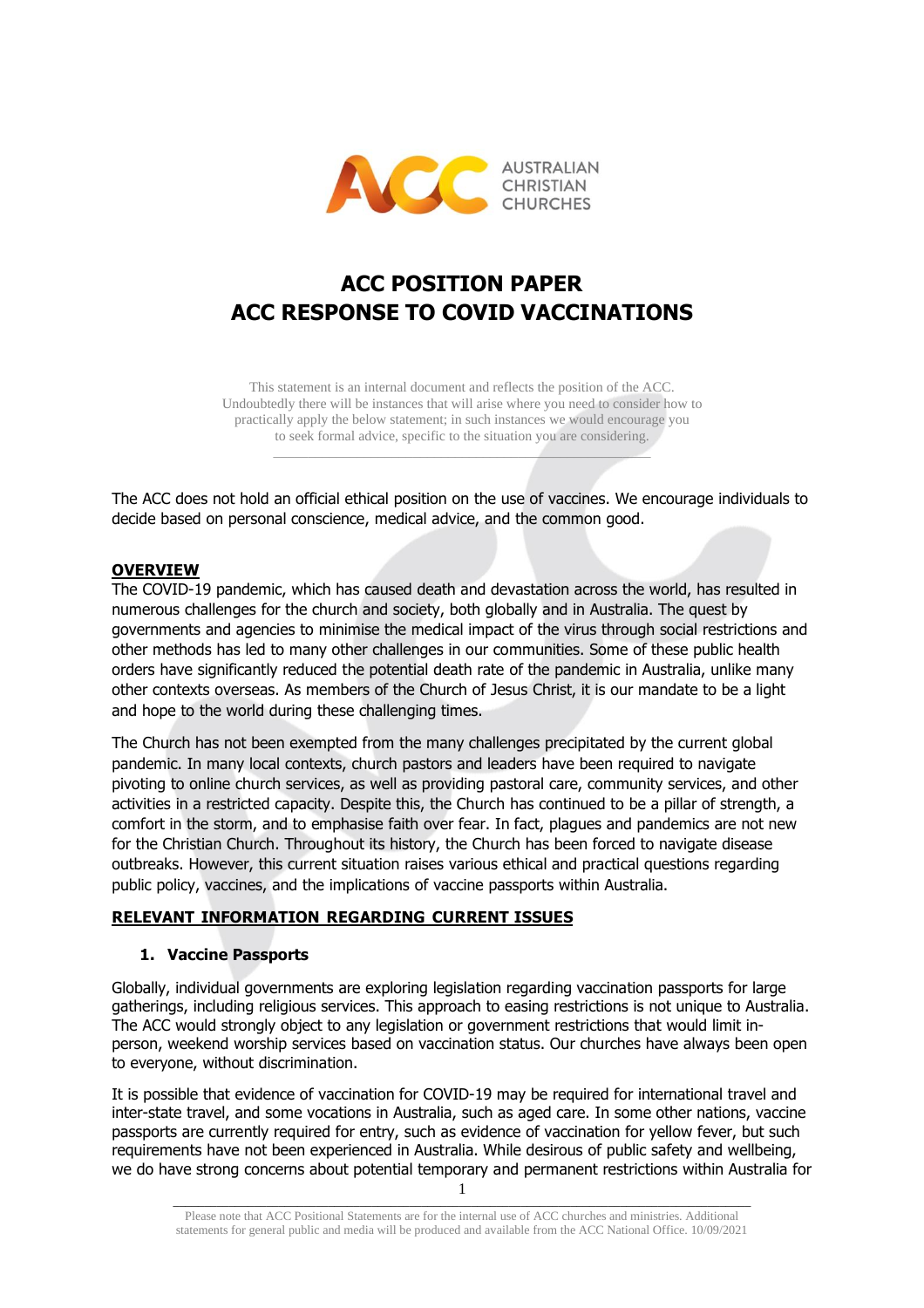AUSTRALIAN CHRISTIAN CHURCHES

# ACC POSITION PAPER
# ACC RESPONSE TO COVID VACCINATIONS

This statement is an internal document and reflects the position of the ACC. Undoubtedly there will be instances that will arise where you need to consider how to practically apply the below statement; in such instances we would encourage you to seek formal advice, specific to the situation you are considering.

---

The ACC does not hold an official ethical position on the use of vaccines. We encourage individuals to decide based on personal conscience, medical advice, and the common good.

## OVERVIEW

The COVID-19 pandemic, which has caused death and devastation across the world, has resulted in numerous challenges for the church and society, both globally and in Australia. The quest by governments and agencies to minimise the medical impact of the virus through social restrictions and other methods has led to many other challenges in our communities. Some of these public health orders have significantly reduced the potential death rate of the pandemic in Australia, unlike many other contexts overseas. As members of the Church of Jesus Christ, it is our mandate to be a light and hope to the world during these challenging times.

The Church has not been exempted from the many challenges precipitated by the current global pandemic. In many local contexts, church pastors and leaders have been required to navigate pivoting to online church services, as well as providing pastoral care, community services, and other activities in a restricted capacity. Despite this, the Church has continued to be a pillar of strength, a comfort in the storm, and to emphasise faith over fear. In fact, plagues and pandemics are not new for the Christian Church. Throughout its history, the Church has been forced to navigate disease outbreaks. However, this current situation raises various ethical and practical questions regarding public policy, vaccines, and the implications of vaccine passports within Australia.

## RELEVANT INFORMATION REGARDING CURRENT ISSUES

### 1. Vaccine Passports

Globally, individual governments are exploring legislation regarding vaccination passports for large gatherings, including religious services. This approach to easing restrictions is not unique to Australia. The ACC would strongly object to any legislation or government restrictions that would limit in-person, weekend worship services based on vaccination status. Our churches have always been open to everyone, without discrimination.

It is possible that evidence of vaccination for COVID-19 may be required for international travel and inter-state travel, and some vocations in Australia, such as aged care. In some other nations, vaccine passports are currently required for entry, such as evidence of vaccination for yellow fever, but such requirements have not been experienced in Australia. While desirous of public safety and wellbeing, we do have strong concerns about potential temporary and permanent restrictions within Australia for

Please note that ACC Positional Statements are for the internal use of ACC churches and ministries. Additional statements for general public and media will be produced and available from the ACC National Office. 10/09/2021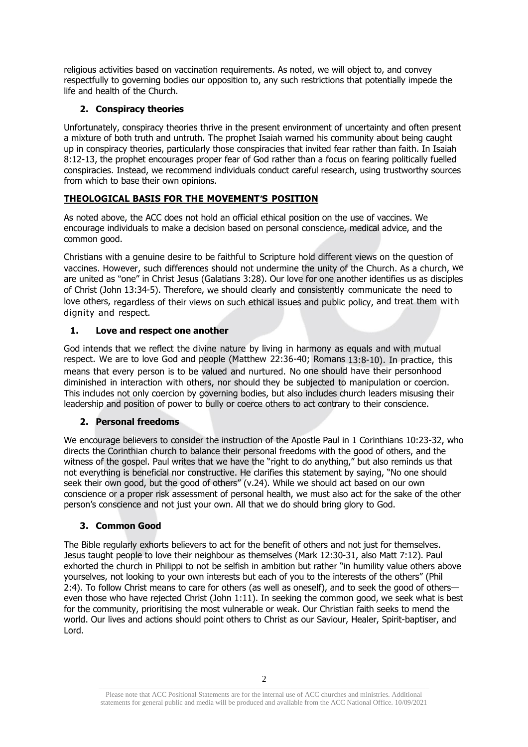religious activities based on vaccination requirements. As noted, we will object to, and convey respectfully to governing bodies our opposition to, any such restrictions that potentially impede the life and health of the Church.

### 2. Conspiracy theories

Unfortunately, conspiracy theories thrive in the present environment of uncertainty and often present a mixture of both truth and untruth. The prophet Isaiah warned his community about being caught up in conspiracy theories, particularly those conspiracies that invited fear rather than faith. In Isaiah 8:12-13, the prophet encourages proper fear of God rather than a focus on fearing politically fuelled conspiracies. Instead, we recommend individuals conduct careful research, using trustworthy sources from which to base their own opinions.

## THEOLOGICAL BASIS FOR THE MOVEMENT'S POSITION

As noted above, the ACC does not hold an official ethical position on the use of vaccines. We encourage individuals to make a decision based on personal conscience, medical advice, and the common good.

Christians with a genuine desire to be faithful to Scripture hold different views on the question of vaccines. However, such differences should not undermine the unity of the Church. As a church, we are united as "one" in Christ Jesus (Galatians 3:28). Our love for one another identifies us as disciples of Christ (John 13:34-5). Therefore, we should clearly and consistently communicate the need to love others, regardless of their views on such ethical issues and public policy, and treat them with dignity and respect.

### 1. Love and respect one another

God intends that we reflect the divine nature by living in harmony as equals and with mutual respect. We are to love God and people (Matthew 22:36-40; Romans 13:8-10). In practice, this means that every person is to be valued and nurtured. No one should have their personhood diminished in interaction with others, nor should they be subjected to manipulation or coercion. This includes not only coercion by governing bodies, but also includes church leaders misusing their leadership and position of power to bully or coerce others to act contrary to their conscience.

### 2. Personal freedoms

We encourage believers to consider the instruction of the Apostle Paul in 1 Corinthians 10:23-32, who directs the Corinthian church to balance their personal freedoms with the good of others, and the witness of the gospel. Paul writes that we have the "right to do anything," but also reminds us that not everything is beneficial nor constructive. He clarifies this statement by saying, "No one should seek their own good, but the good of others" (v.24). While we should act based on our own conscience or a proper risk assessment of personal health, we must also act for the sake of the other person's conscience and not just your own. All that we do should bring glory to God.

### 3. Common Good

The Bible regularly exhorts believers to act for the benefit of others and not just for themselves. Jesus taught people to love their neighbour as themselves (Mark 12:30-31, also Matt 7:12). Paul exhorted the church in Philippi to not be selfish in ambition but rather "in humility value others above yourselves, not looking to your own interests but each of you to the interests of the others" (Phil 2:4). To follow Christ means to care for others (as well as oneself), and to seek the good of others—even those who have rejected Christ (John 1:11). In seeking the common good, we seek what is best for the community, prioritising the most vulnerable or weak. Our Christian faith seeks to mend the world. Our lives and actions should point others to Christ as our Saviour, Healer, Spirit-baptiser, and Lord.

Please note that ACC Positional Statements are for the internal use of ACC churches and ministries. Additional statements for general public and media will be produced and available from the ACC National Office. 10/09/2021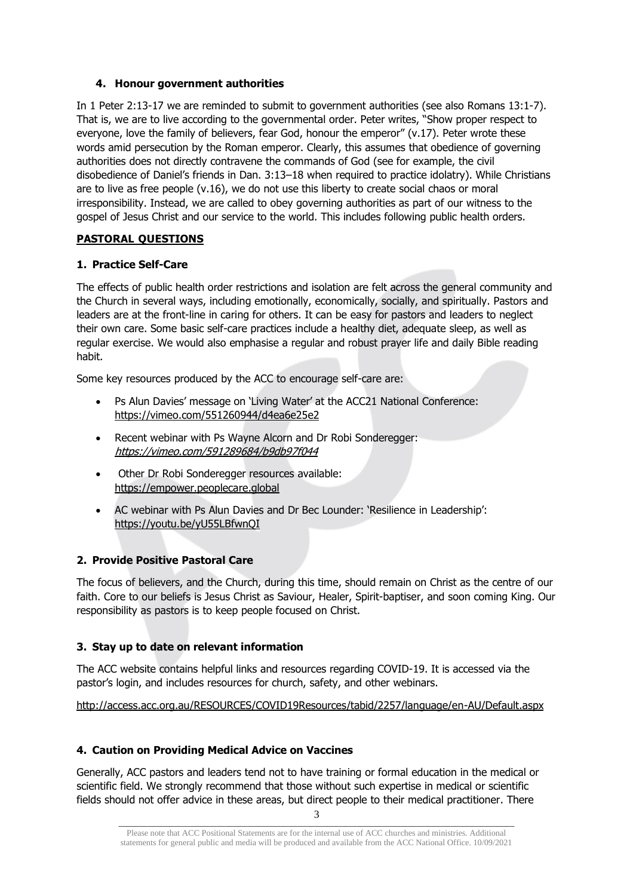### 4. Honour government authorities

In 1 Peter 2:13-17 we are reminded to submit to government authorities (see also Romans 13:1-7). That is, we are to live according to the governmental order. Peter writes, "Show proper respect to everyone, love the family of believers, fear God, honour the emperor" (v.17). Peter wrote these words amid persecution by the Roman emperor. Clearly, this assumes that obedience of governing authorities does not directly contravene the commands of God (see for example, the civil disobedience of Daniel's friends in Dan. 3:13–18 when required to practice idolatry). While Christians are to live as free people (v.16), we do not use this liberty to create social chaos or moral irresponsibility. Instead, we are called to obey governing authorities as part of our witness to the gospel of Jesus Christ and our service to the world. This includes following public health orders.

## PASTORAL QUESTIONS

### 1. Practice Self-Care

The effects of public health order restrictions and isolation are felt across the general community and the Church in several ways, including emotionally, economically, socially, and spiritually. Pastors and leaders are at the front-line in caring for others. It can be easy for pastors and leaders to neglect their own care. Some basic self-care practices include a healthy diet, adequate sleep, as well as regular exercise. We would also emphasise a regular and robust prayer life and daily Bible reading habit.

Some key resources produced by the ACC to encourage self-care are:

- Ps Alun Davies' message on 'Living Water' at the ACC21 National Conference: https://vimeo.com/551260944/d4ea6e25e2
- Recent webinar with Ps Wayne Alcorn and Dr Robi Sonderegger: *https://vimeo.com/591289684/b9db97f044*
- Other Dr Robi Sonderegger resources available: https://empower.peoplecare.global
- AC webinar with Ps Alun Davies and Dr Bec Lounder: 'Resilience in Leadership': https://youtu.be/yU55LBfwnQI

### 2. Provide Positive Pastoral Care

The focus of believers, and the Church, during this time, should remain on Christ as the centre of our faith. Core to our beliefs is Jesus Christ as Saviour, Healer, Spirit-baptiser, and soon coming King. Our responsibility as pastors is to keep people focused on Christ.

### 3. Stay up to date on relevant information

The ACC website contains helpful links and resources regarding COVID-19. It is accessed via the pastor's login, and includes resources for church, safety, and other webinars.

http://access.acc.org.au/RESOURCES/COVID19Resources/tabid/2257/language/en-AU/Default.aspx

### 4. Caution on Providing Medical Advice on Vaccines

Generally, ACC pastors and leaders tend not to have training or formal education in the medical or scientific field. We strongly recommend that those without such expertise in medical or scientific fields should not offer advice in these areas, but direct people to their medical practitioner. There

Please note that ACC Positional Statements are for the internal use of ACC churches and ministries. Additional statements for general public and media will be produced and available from the ACC National Office. 10/09/2021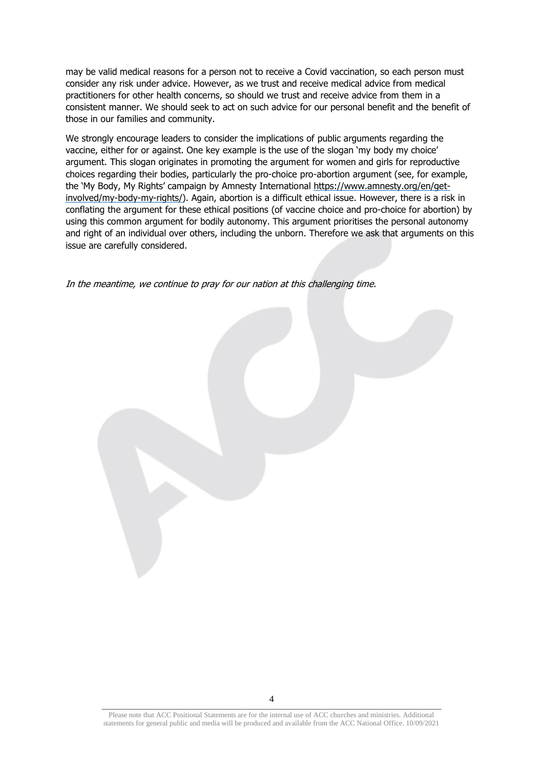may be valid medical reasons for a person not to receive a Covid vaccination, so each person must consider any risk under advice. However, as we trust and receive medical advice from medical practitioners for other health concerns, so should we trust and receive advice from them in a consistent manner. We should seek to act on such advice for our personal benefit and the benefit of those in our families and community.

We strongly encourage leaders to consider the implications of public arguments regarding the vaccine, either for or against. One key example is the use of the slogan 'my body my choice' argument. This slogan originates in promoting the argument for women and girls for reproductive choices regarding their bodies, particularly the pro-choice pro-abortion argument (see, for example, the 'My Body, My Rights' campaign by Amnesty International https://www.amnesty.org/en/get-involved/my-body-my-rights/). Again, abortion is a difficult ethical issue. However, there is a risk in conflating the argument for these ethical positions (of vaccine choice and pro-choice for abortion) by using this common argument for bodily autonomy. This argument prioritises the personal autonomy and right of an individual over others, including the unborn. Therefore we ask that arguments on this issue are carefully considered.

*In the meantime, we continue to pray for our nation at this challenging time.*

Please note that ACC Positional Statements are for the internal use of ACC churches and ministries. Additional statements for general public and media will be produced and available from the ACC National Office. 10/09/2021